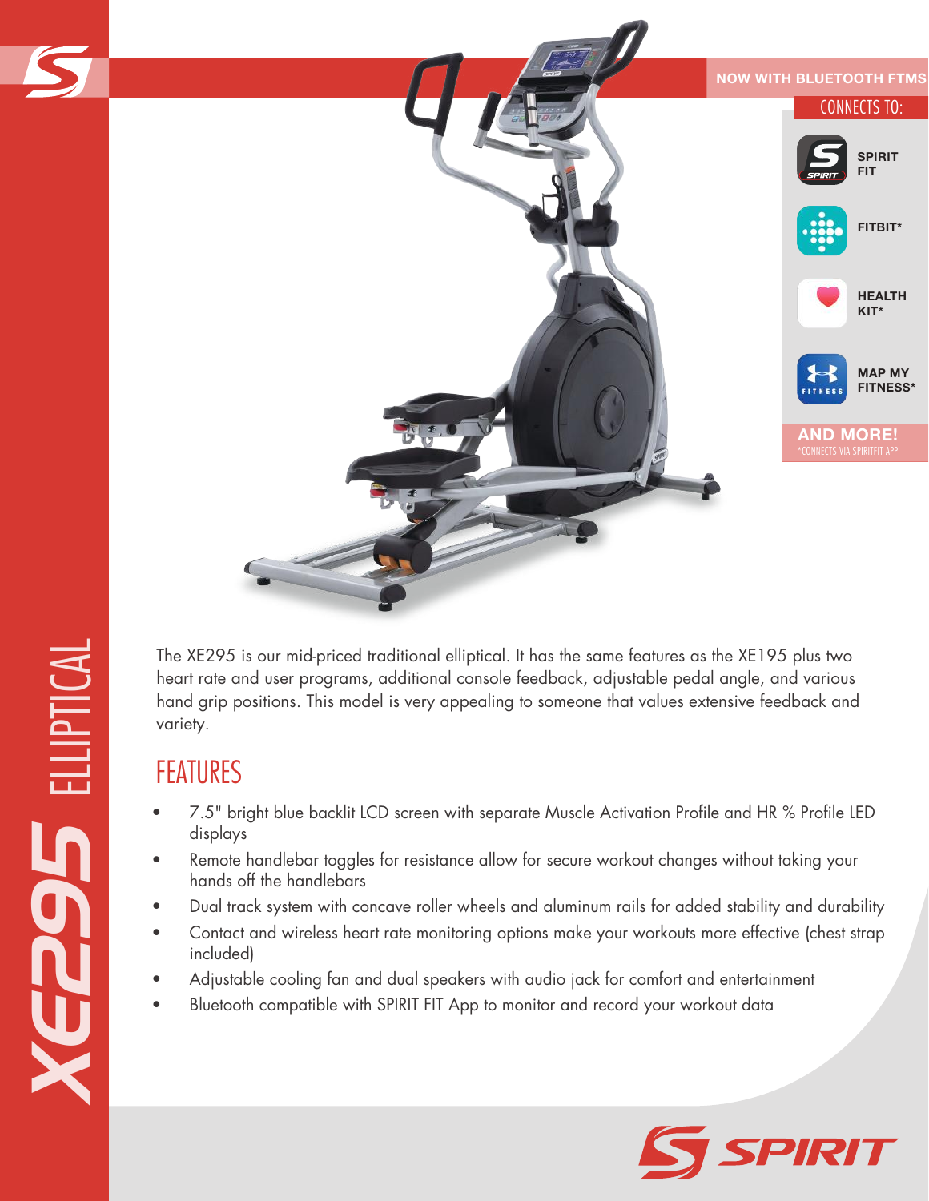# XE295 ELLIPTICAL

NOW WITH BLUETOOTH FTMS

CONNECTS TO:

- SPIRIT FIT
- FITBIT*
- HEALTH KIT*
- MAP MY FITNESS*

AND MORE!

*CONNECTS VIA SPIRITFIT APP

The XE295 is our mid-priced traditional elliptical. It has the same features as the XE195 plus two heart rate and user programs, additional console feedback, adjustable pedal angle, and various hand grip positions. This model is very appealing to someone that values extensive feedback and variety.

## FEATURES

- 7.5" bright blue backlit LCD screen with separate Muscle Activation Profile and HR % Profile LED displays
- Remote handlebar toggles for resistance allow for secure workout changes without taking your hands off the handlebars
- Dual track system with concave roller wheels and aluminum rails for added stability and durability
- Contact and wireless heart rate monitoring options make your workouts more effective (chest strap included)
- Adjustable cooling fan and dual speakers with audio jack for comfort and entertainment
- Bluetooth compatible with SPIRIT FIT App to monitor and record your workout data

SPIRIT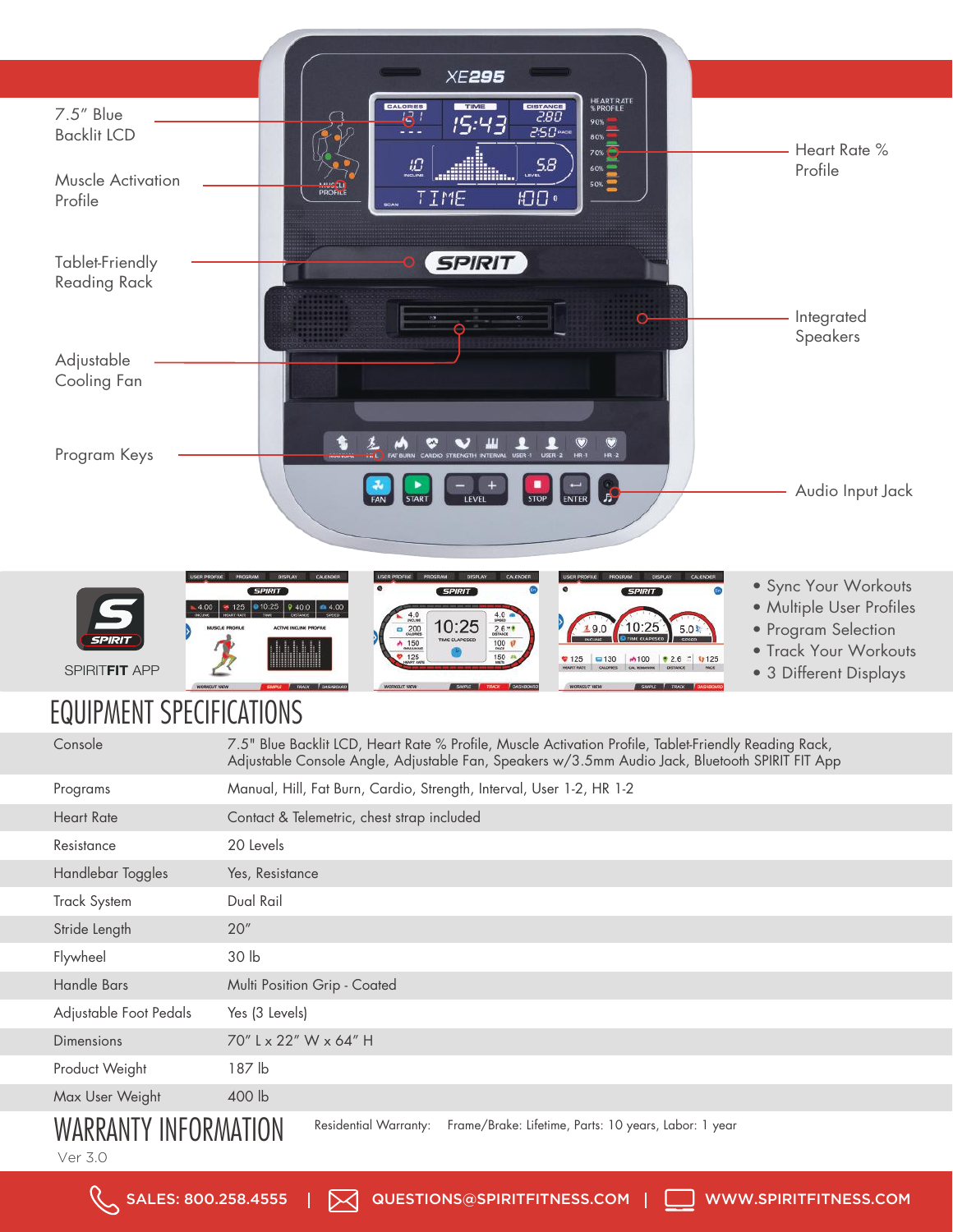7.5" Blue Backlit LCD

Muscle Activation Profile

Tablet-Friendly Reading Rack

Adjustable Cooling Fan

Program Keys

Heart Rate % Profile

Integrated Speakers

Audio Input Jack

SPIRITFIT APP

- Sync Your Workouts
- Multiple User Profiles
- Program Selection
- Track Your Workouts
- 3 Different Displays

# EQUIPMENT SPECIFICATIONS

| | |
|---|---|
| Console | 7.5" Blue Backlit LCD, Heart Rate % Profile, Muscle Activation Profile, Tablet-Friendly Reading Rack, Adjustable Console Angle, Adjustable Fan, Speakers w/3.5mm Audio Jack, Bluetooth SPIRIT FIT App |
| Programs | Manual, Hill, Fat Burn, Cardio, Strength, Interval, User 1-2, HR 1-2 |
| Heart Rate | Contact & Telemetric, chest strap included |
| Resistance | 20 Levels |
| Handlebar Toggles | Yes, Resistance |
| Track System | Dual Rail |
| Stride Length | 20" |
| Flywheel | 30 lb |
| Handle Bars | Multi Position Grip - Coated |
| Adjustable Foot Pedals | Yes (3 Levels) |
| Dimensions | 70" L x 22" W x 64" H |
| Product Weight | 187 lb |
| Max User Weight | 400 lb |

# WARRANTY INFORMATION

Residential Warranty: Frame/Brake: Lifetime, Parts: 10 years, Labor: 1 year

Ver 3.0

SALES: 800.258.4555 | QUESTIONS@SPIRITFITNESS.COM | WWW.SPIRITFITNESS.COM